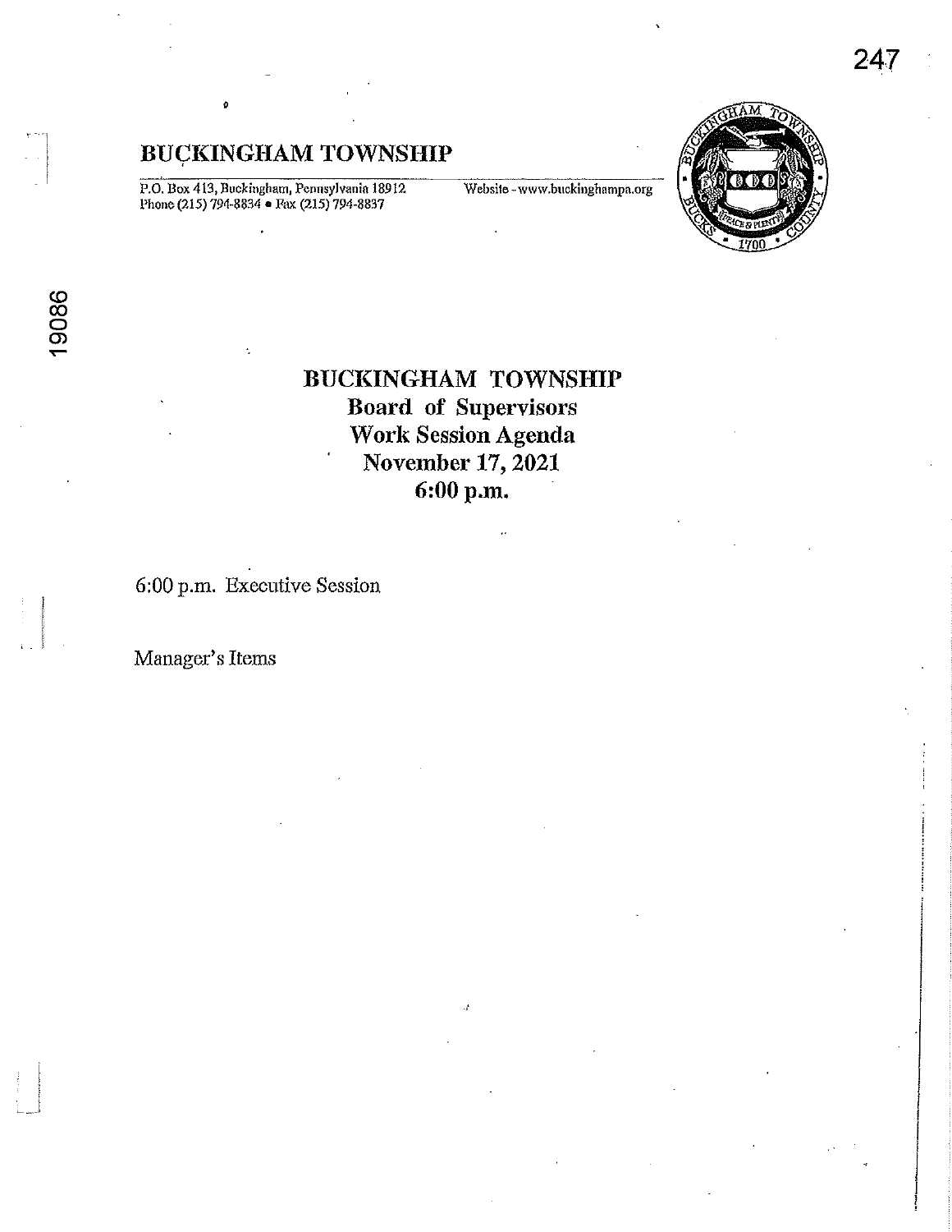## BUCKINGHAM TOWNSHIP

P.O. Box 413, Buckingham, Pennsylvania 18912
Phone (215) 794-8834 • Fax (215) 794-8837

Website - www.buckinghampa.org

# BUCKINGHAM TOWNSHIP
## Board of Supervisors
## Work Session Agenda
## November 17, 2021
## 6:00 p.m.

6:00 p.m. Executive Session

Manager's Items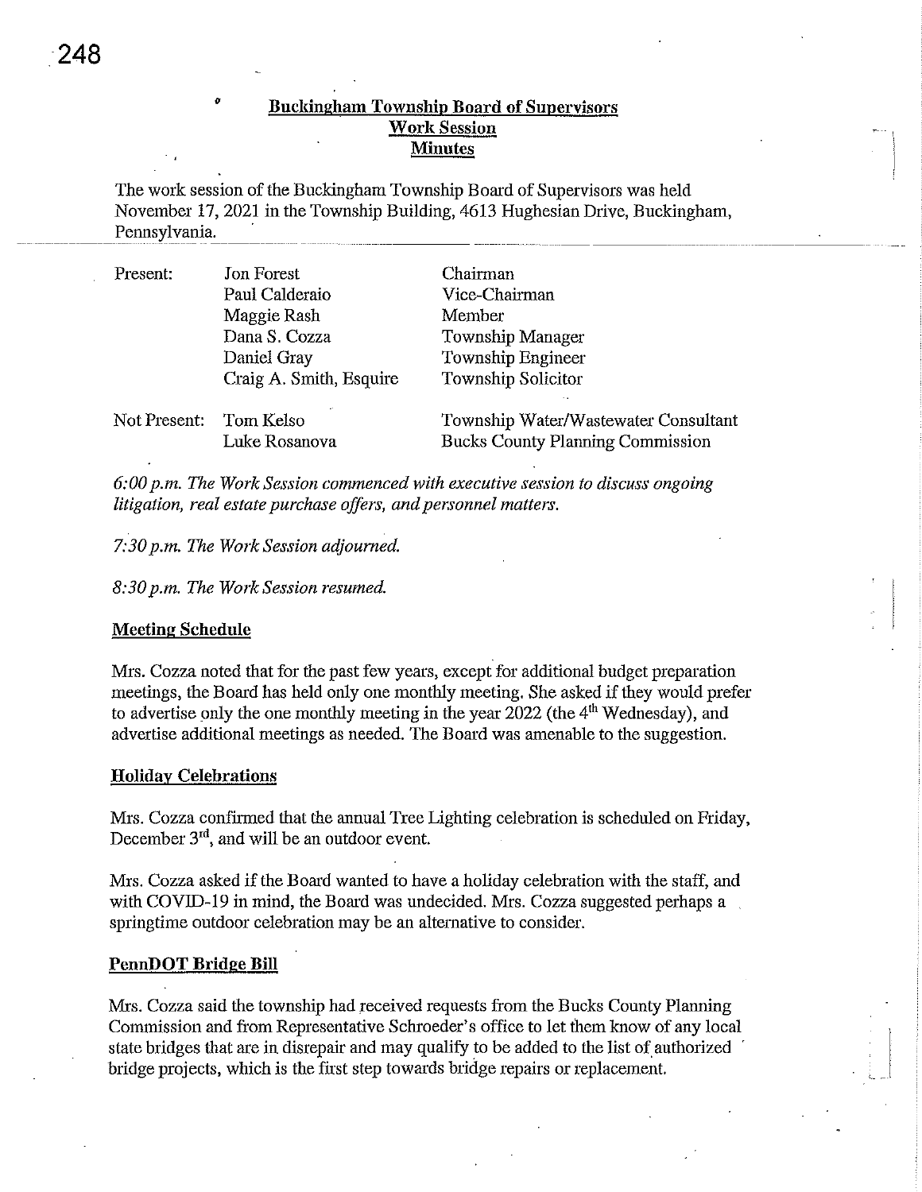## Buckingham Township Board of Supervisors
## Work Session
## Minutes

The work session of the Buckingham Township Board of Supervisors was held November 17, 2021 in the Township Building, 4613 Hughesian Drive, Buckingham, Pennsylvania.

| | | |
|---|---|---|
| Present: | Jon Forest | Chairman |
| | Paul Calderaio | Vice-Chairman |
| | Maggie Rash | Member |
| | Dana S. Cozza | Township Manager |
| | Daniel Gray | Township Engineer |
| | Craig A. Smith, Esquire | Township Solicitor |
| Not Present: | Tom Kelso | Township Water/Wastewater Consultant |
| | Luke Rosanova | Bucks County Planning Commission |

*6:00 p.m. The Work Session commenced with executive session to discuss ongoing litigation, real estate purchase offers, and personnel matters.*

*7:30 p.m. The Work Session adjourned.*

*8:30 p.m. The Work Session resumed.*

### Meeting Schedule

Mrs. Cozza noted that for the past few years, except for additional budget preparation meetings, the Board has held only one monthly meeting. She asked if they would prefer to advertise only the one monthly meeting in the year 2022 (the 4th Wednesday), and advertise additional meetings as needed. The Board was amenable to the suggestion.

### Holiday Celebrations

Mrs. Cozza confirmed that the annual Tree Lighting celebration is scheduled on Friday, December 3rd, and will be an outdoor event.

Mrs. Cozza asked if the Board wanted to have a holiday celebration with the staff, and with COVID-19 in mind, the Board was undecided. Mrs. Cozza suggested perhaps a springtime outdoor celebration may be an alternative to consider.

### PennDOT Bridge Bill

Mrs. Cozza said the township had received requests from the Bucks County Planning Commission and from Representative Schroeder's office to let them know of any local state bridges that are in disrepair and may qualify to be added to the list of authorized bridge projects, which is the first step towards bridge repairs or replacement.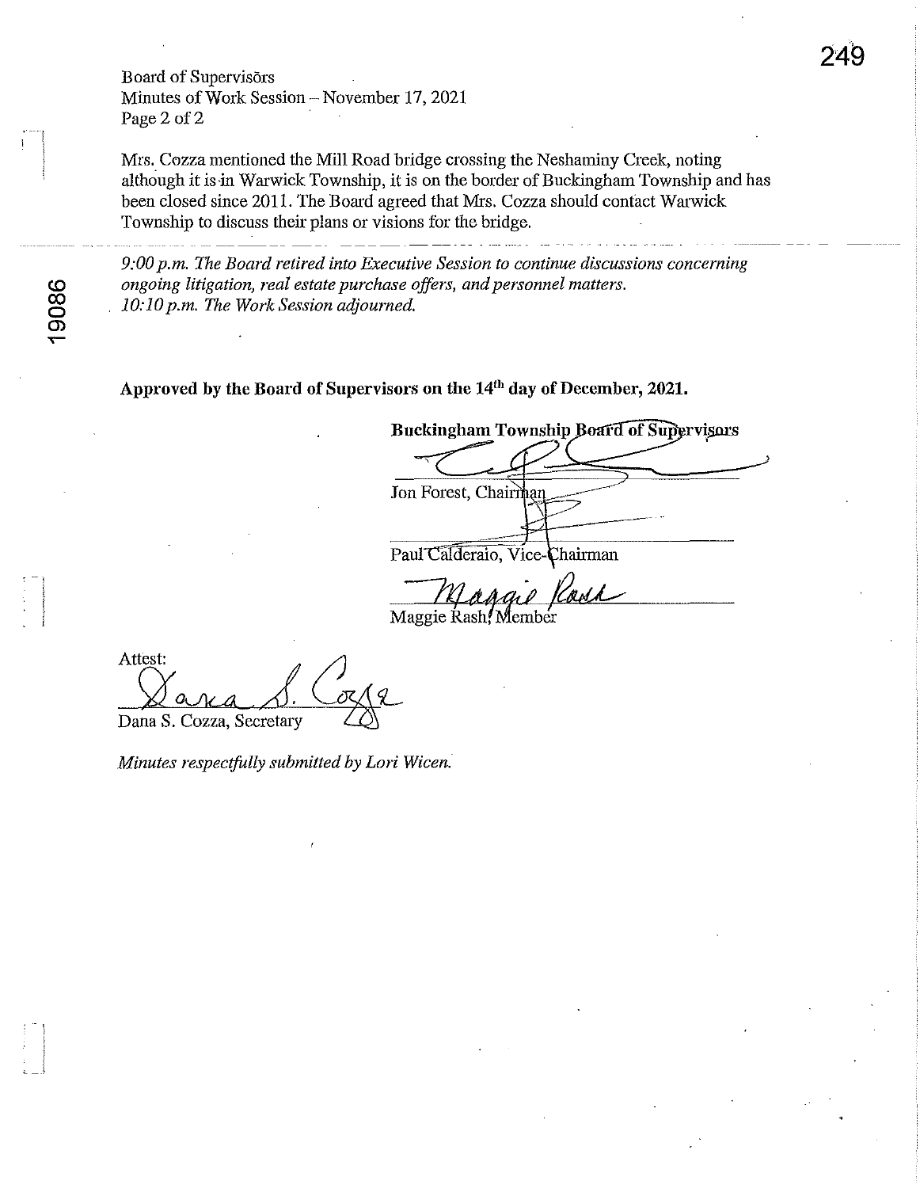Board of Supervisors
Minutes of Work Session – November 17, 2021

Mrs. Cozza mentioned the Mill Road bridge crossing the Neshaminy Creek, noting although it is in Warwick Township, it is on the border of Buckingham Township and has been closed since 2011. The Board agreed that Mrs. Cozza should contact Warwick Township to discuss their plans or visions for the bridge.

---

*9:00 p.m. The Board retired into Executive Session to continue discussions concerning ongoing litigation, real estate purchase offers, and personnel matters.*
*10:10 p.m. The Work Session adjourned.*

**Approved by the Board of Supervisors on the 14th day of December, 2021.**

**Buckingham Township Board of Supervisors**

Jon Forest, Chairman

Paul Calderaio, Vice-Chairman

Maggie Rash, Member

Attest:

Dana S. Cozza, Secretary

*Minutes respectfully submitted by Lori Wicen.*